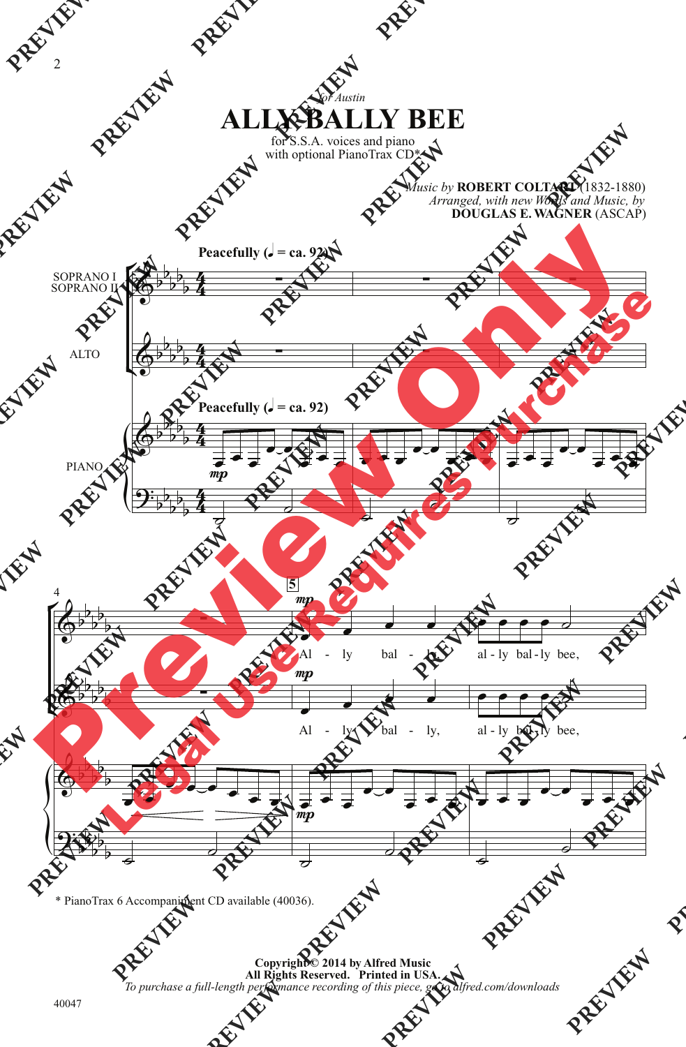*for Austin*

# ALLY BALLY BEE

for S.S.A. voices and piano
with optional PianoTrax CD*

*Music by* **ROBERT COLTART** (1832-1880)
*Arranged, with new Words and Music, by*
**DOUGLAS E. WAGNER** (ASCAP)

**Peacefully (♩ = ca. 92)**

SOPRANO I
SOPRANO II

ALTO

PIANO

Al - ly bal - ly, al - ly bal - ly bee,

Al - ly bal - ly, al - ly bal - ly bee,

* PianoTrax 6 Accompaniment CD available (40036).

**Copyright © 2014 by Alfred Music**
**All Rights Reserved. Printed in USA.**
*To purchase a full-length performance recording of this piece, go to alfred.com/downloads*

40047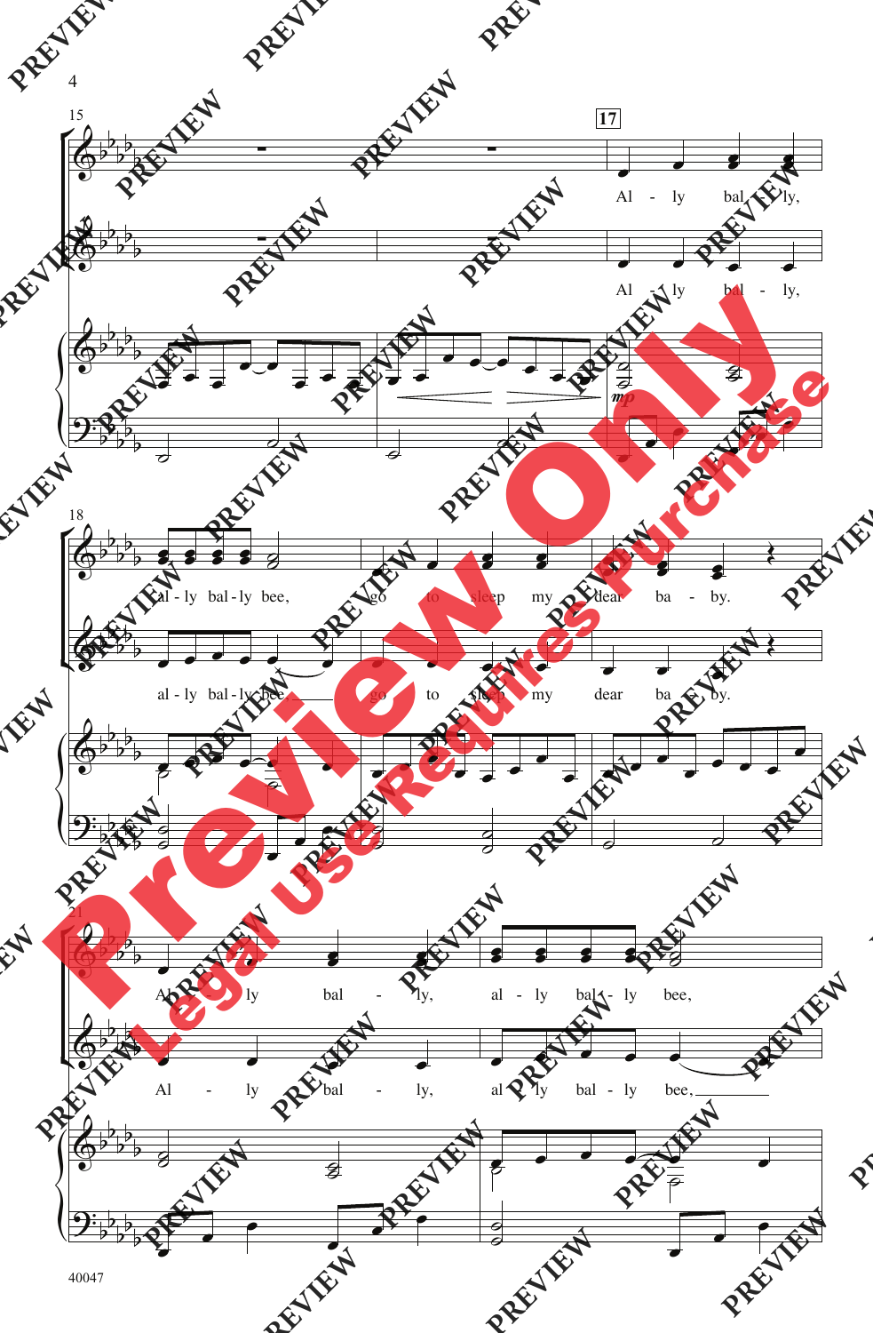Al - ly bal - ly,

Al - ly bal - ly,

al - ly bal - ly bee,

al - ly bal - ly bee,

go to sleep my dear ba - by.

go to sleep my dear ba - by.

Al - ly bal - ly,

Al - ly bal - ly,

al - ly bal - ly bee,

al - ly bal - ly bee,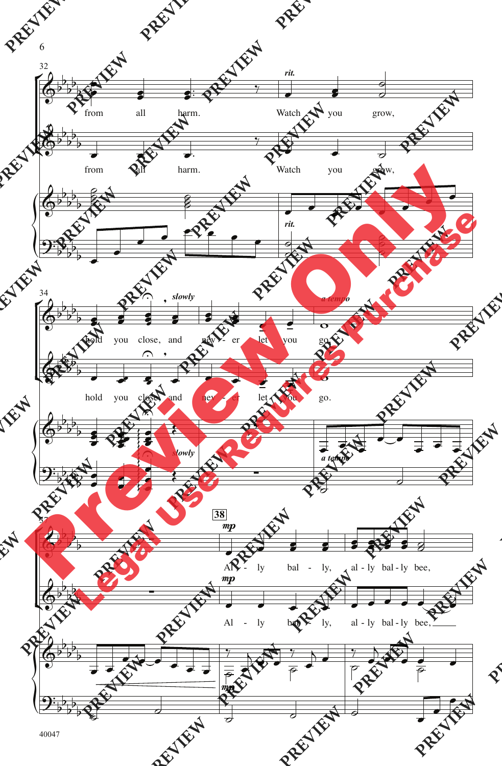32

*rit.*

from all harm. Watch you grow,

from all harm. Watch you grow,

*rit.*

34

*slowly*

*a tempo*

hold you close, and nev - er let you go.

hold you close, and nev - er let you go.

*slowly*

*a tempo*

37

**38**

*mp*

Al - ly bal - ly, al - ly bal - ly bee,

*mp*

Al - ly bal - ly, al - ly bal - ly bee,

*mp*

40047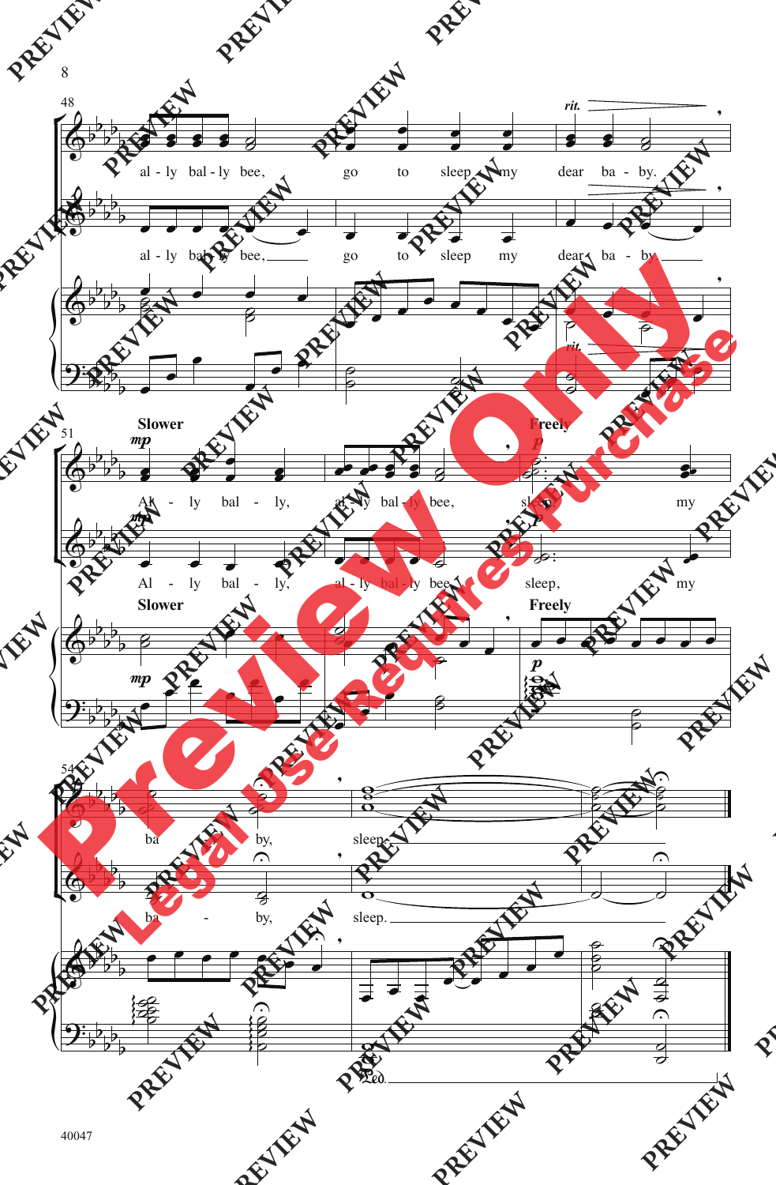48

*rit.*

al - ly bal - ly bee, go to sleep my dear ba - by.

al - ly bal - ly bee, go to sleep my dear ba - by.

*rit.*

51

**Slower** *mp*

Al - ly bal - ly, al - ly bal - ly bee,

**Freely** *p*

sleep, my

Al - ly bal - ly, al - ly bal - ly bee, sleep, my

**Slower** *mp*

**Freely** *p*

54

ba - by, sleep.

ba - by, sleep.

*Ped.*